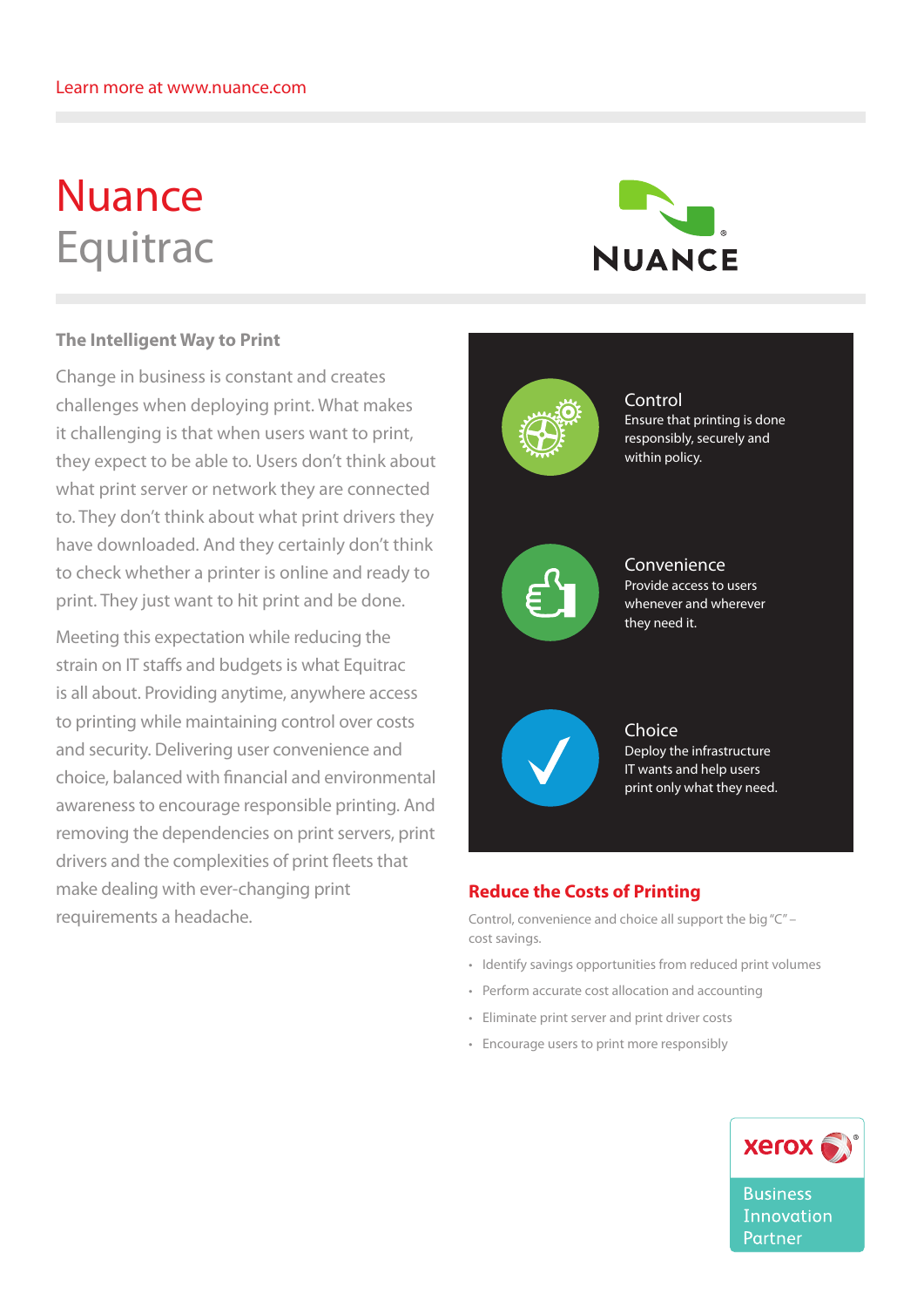Learn more at www.nuance.com

# Nuance Equitrac

## The Intelligent Way to Print

Change in business is constant and creates challenges when deploying print. What makes it challenging is that when users want to print, they expect to be able to. Users don't think about what print server or network they are connected to. They don't think about what print drivers they have downloaded. And they certainly don't think to check whether a printer is online and ready to print. They just want to hit print and be done.

Meeting this expectation while reducing the strain on IT staffs and budgets is what Equitrac is all about. Providing anytime, anywhere access to printing while maintaining control over costs and security. Delivering user convenience and choice, balanced with financial and environmental awareness to encourage responsible printing. And removing the dependencies on print servers, print drivers and the complexities of print fleets that make dealing with ever-changing print requirements a headache.

**Control**
Ensure that printing is done responsibly, securely and within policy.

**Convenience**
Provide access to users whenever and wherever they need it.

**Choice**
Deploy the infrastructure IT wants and help users print only what they need.

## Reduce the Costs of Printing

Control, convenience and choice all support the big "C" – cost savings.

- Identify savings opportunities from reduced print volumes
- Perform accurate cost allocation and accounting
- Eliminate print server and print driver costs
- Encourage users to print more responsibly

xerox Business Innovation Partner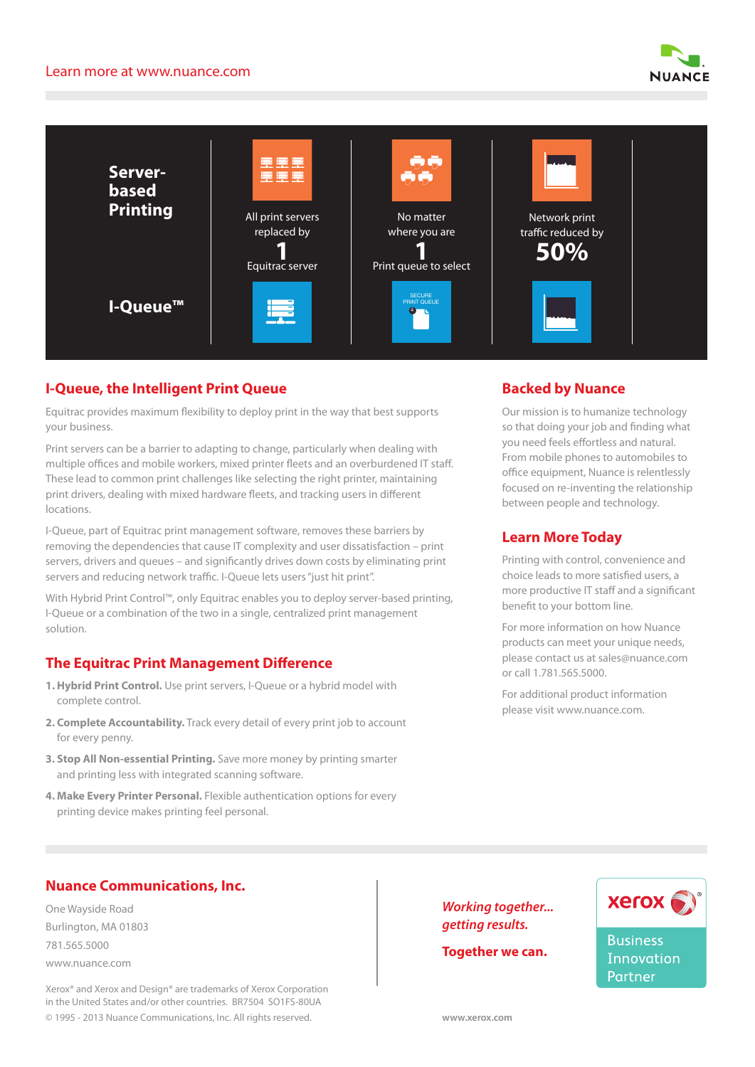Learn more at www.nuance.com

**Server-based Printing**

All print servers replaced by **1** Equitrac server

No matter where you are **1** Print queue to select

Network print traffic reduced by **50%**

**I-Queue™**

SECURE PRINT QUEUE

## I-Queue, the Intelligent Print Queue

Equitrac provides maximum flexibility to deploy print in the way that best supports your business.

Print servers can be a barrier to adapting to change, particularly when dealing with multiple offices and mobile workers, mixed printer fleets and an overburdened IT staff. These lead to common print challenges like selecting the right printer, maintaining print drivers, dealing with mixed hardware fleets, and tracking users in different locations.

I-Queue, part of Equitrac print management software, removes these barriers by removing the dependencies that cause IT complexity and user dissatisfaction – print servers, drivers and queues – and significantly drives down costs by eliminating print servers and reducing network traffic. I-Queue lets users "just hit print".

With Hybrid Print Control™, only Equitrac enables you to deploy server-based printing, I-Queue or a combination of the two in a single, centralized print management solution.

## The Equitrac Print Management Difference

1. **Hybrid Print Control.** Use print servers, I-Queue or a hybrid model with complete control.
2. **Complete Accountability.** Track every detail of every print job to account for every penny.
3. **Stop All Non-essential Printing.** Save more money by printing smarter and printing less with integrated scanning software.
4. **Make Every Printer Personal.** Flexible authentication options for every printing device makes printing feel personal.

## Backed by Nuance

Our mission is to humanize technology so that doing your job and finding what you need feels effortless and natural. From mobile phones to automobiles to office equipment, Nuance is relentlessly focused on re-inventing the relationship between people and technology.

## Learn More Today

Printing with control, convenience and choice leads to more satisfied users, a more productive IT staff and a significant benefit to your bottom line.

For more information on how Nuance products can meet your unique needs, please contact us at sales@nuance.com or call 1.781.565.5000.

For additional product information please visit www.nuance.com.

## Nuance Communications, Inc.

One Wayside Road
Burlington, MA 01803
781.565.5000
www.nuance.com

Xerox® and Xerox and Design® are trademarks of Xerox Corporation in the United States and/or other countries. BR7504 SO1FS-80UA

© 1995 - 2013 Nuance Communications, Inc. All rights reserved.

*Working together... getting results.*

**Together we can.**

xerox® Business Innovation Partner

www.xerox.com